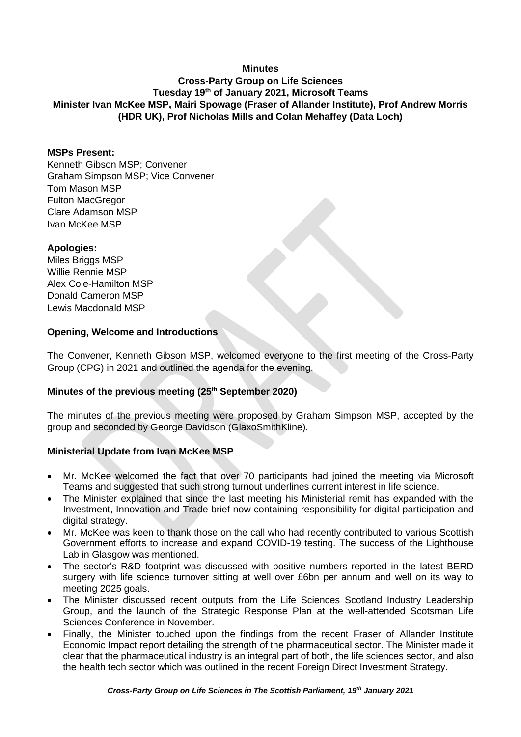# Minutes

## Cross-Party Group on Life Sciences
## Tuesday 19th of January 2021, Microsoft Teams
## Minister Ivan McKee MSP, Mairi Spowage (Fraser of Allander Institute), Prof Andrew Morris (HDR UK), Prof Nicholas Mills and Colan Mehaffey (Data Loch)

**MSPs Present:**
Kenneth Gibson MSP; Convener
Graham Simpson MSP; Vice Convener
Tom Mason MSP
Fulton MacGregor
Clare Adamson MSP
Ivan McKee MSP

**Apologies:**
Miles Briggs MSP
Willie Rennie MSP
Alex Cole-Hamilton MSP
Donald Cameron MSP
Lewis Macdonald MSP

### Opening, Welcome and Introductions

The Convener, Kenneth Gibson MSP, welcomed everyone to the first meeting of the Cross-Party Group (CPG) in 2021 and outlined the agenda for the evening.

### Minutes of the previous meeting (25th September 2020)

The minutes of the previous meeting were proposed by Graham Simpson MSP, accepted by the group and seconded by George Davidson (GlaxoSmithKline).

### Ministerial Update from Ivan McKee MSP

- Mr. McKee welcomed the fact that over 70 participants had joined the meeting via Microsoft Teams and suggested that such strong turnout underlines current interest in life science.
- The Minister explained that since the last meeting his Ministerial remit has expanded with the Investment, Innovation and Trade brief now containing responsibility for digital participation and digital strategy.
- Mr. McKee was keen to thank those on the call who had recently contributed to various Scottish Government efforts to increase and expand COVID-19 testing. The success of the Lighthouse Lab in Glasgow was mentioned.
- The sector's R&D footprint was discussed with positive numbers reported in the latest BERD surgery with life science turnover sitting at well over £6bn per annum and well on its way to meeting 2025 goals.
- The Minister discussed recent outputs from the Life Sciences Scotland Industry Leadership Group, and the launch of the Strategic Response Plan at the well-attended Scotsman Life Sciences Conference in November.
- Finally, the Minister touched upon the findings from the recent Fraser of Allander Institute Economic Impact report detailing the strength of the pharmaceutical sector. The Minister made it clear that the pharmaceutical industry is an integral part of both, the life sciences sector, and also the health tech sector which was outlined in the recent Foreign Direct Investment Strategy.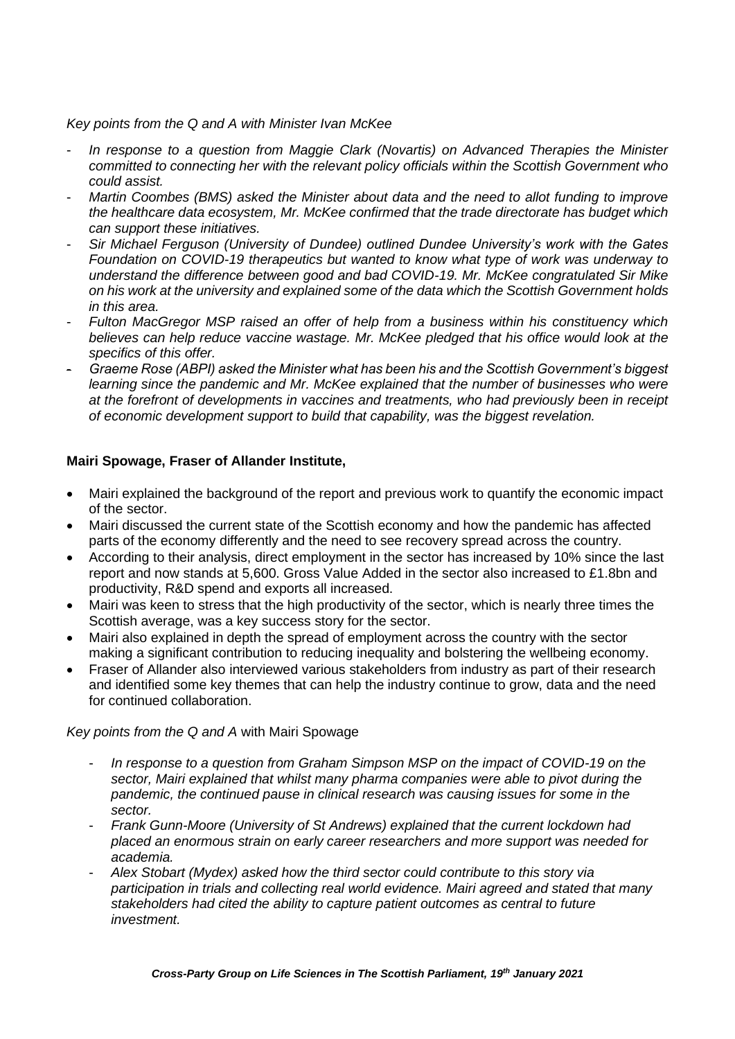*Key points from the Q and A with Minister Ivan McKee*

- *In response to a question from Maggie Clark (Novartis) on Advanced Therapies the Minister committed to connecting her with the relevant policy officials within the Scottish Government who could assist.*
- *Martin Coombes (BMS) asked the Minister about data and the need to allot funding to improve the healthcare data ecosystem, Mr. McKee confirmed that the trade directorate has budget which can support these initiatives.*
- *Sir Michael Ferguson (University of Dundee) outlined Dundee University's work with the Gates Foundation on COVID-19 therapeutics but wanted to know what type of work was underway to understand the difference between good and bad COVID-19. Mr. McKee congratulated Sir Mike on his work at the university and explained some of the data which the Scottish Government holds in this area.*
- *Fulton MacGregor MSP raised an offer of help from a business within his constituency which believes can help reduce vaccine wastage. Mr. McKee pledged that his office would look at the specifics of this offer.*
- *Graeme Rose (ABPI) asked the Minister what has been his and the Scottish Government's biggest learning since the pandemic and Mr. McKee explained that the number of businesses who were at the forefront of developments in vaccines and treatments, who had previously been in receipt of economic development support to build that capability, was the biggest revelation.*

**Mairi Spowage, Fraser of Allander Institute,**

- Mairi explained the background of the report and previous work to quantify the economic impact of the sector.
- Mairi discussed the current state of the Scottish economy and how the pandemic has affected parts of the economy differently and the need to see recovery spread across the country.
- According to their analysis, direct employment in the sector has increased by 10% since the last report and now stands at 5,600. Gross Value Added in the sector also increased to £1.8bn and productivity, R&D spend and exports all increased.
- Mairi was keen to stress that the high productivity of the sector, which is nearly three times the Scottish average, was a key success story for the sector.
- Mairi also explained in depth the spread of employment across the country with the sector making a significant contribution to reducing inequality and bolstering the wellbeing economy.
- Fraser of Allander also interviewed various stakeholders from industry as part of their research and identified some key themes that can help the industry continue to grow, data and the need for continued collaboration.

*Key points from the Q and A* with Mairi Spowage

- *In response to a question from Graham Simpson MSP on the impact of COVID-19 on the sector, Mairi explained that whilst many pharma companies were able to pivot during the pandemic, the continued pause in clinical research was causing issues for some in the sector.*
- *Frank Gunn-Moore (University of St Andrews) explained that the current lockdown had placed an enormous strain on early career researchers and more support was needed for academia.*
- *Alex Stobart (Mydex) asked how the third sector could contribute to this story via participation in trials and collecting real world evidence. Mairi agreed and stated that many stakeholders had cited the ability to capture patient outcomes as central to future investment.*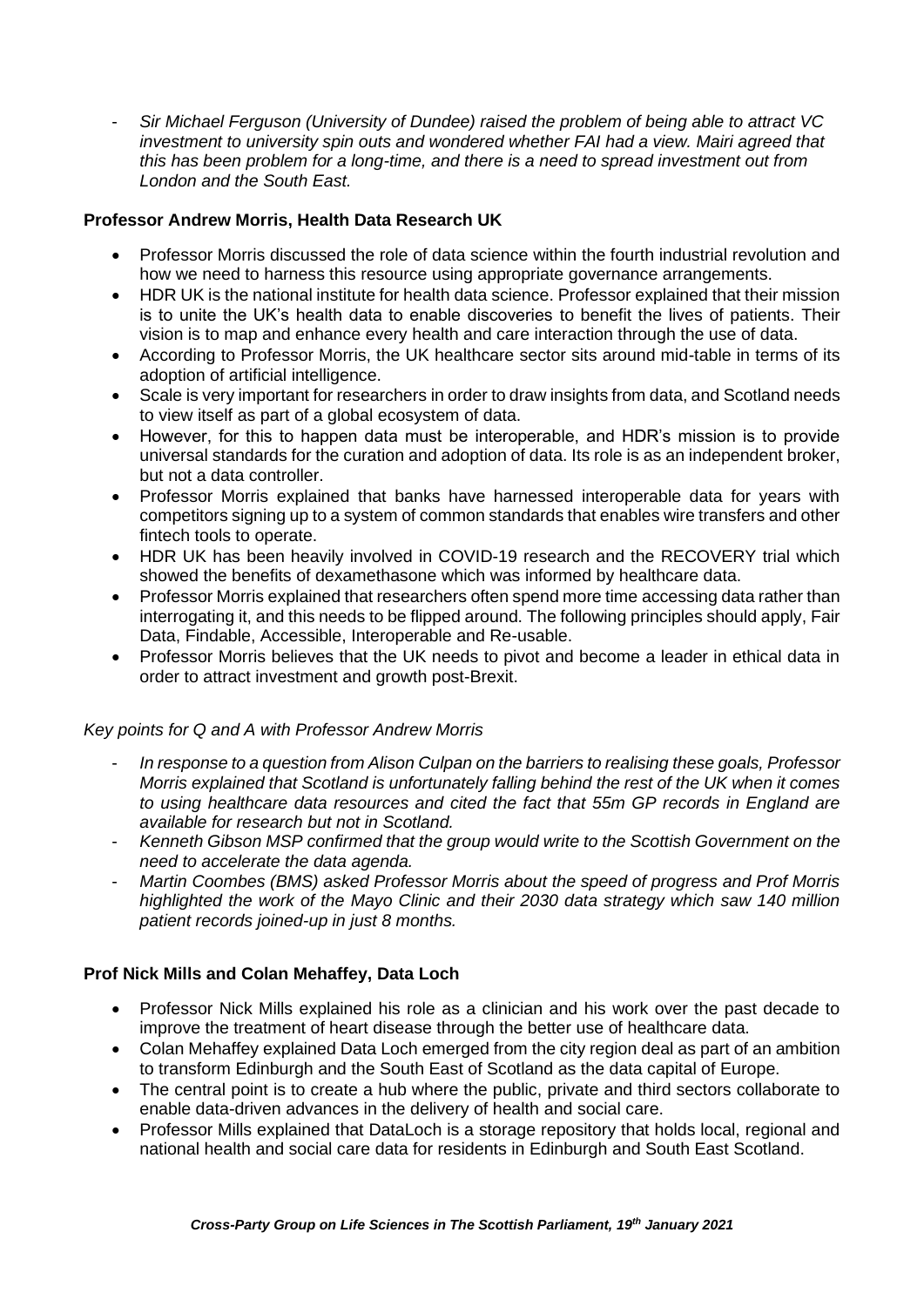- *Sir Michael Ferguson (University of Dundee) raised the problem of being able to attract VC investment to university spin outs and wondered whether FAI had a view. Mairi agreed that this has been problem for a long-time, and there is a need to spread investment out from London and the South East.*

**Professor Andrew Morris, Health Data Research UK**

- Professor Morris discussed the role of data science within the fourth industrial revolution and how we need to harness this resource using appropriate governance arrangements.
- HDR UK is the national institute for health data science. Professor explained that their mission is to unite the UK's health data to enable discoveries to benefit the lives of patients. Their vision is to map and enhance every health and care interaction through the use of data.
- According to Professor Morris, the UK healthcare sector sits around mid-table in terms of its adoption of artificial intelligence.
- Scale is very important for researchers in order to draw insights from data, and Scotland needs to view itself as part of a global ecosystem of data.
- However, for this to happen data must be interoperable, and HDR's mission is to provide universal standards for the curation and adoption of data. Its role is as an independent broker, but not a data controller.
- Professor Morris explained that banks have harnessed interoperable data for years with competitors signing up to a system of common standards that enables wire transfers and other fintech tools to operate.
- HDR UK has been heavily involved in COVID-19 research and the RECOVERY trial which showed the benefits of dexamethasone which was informed by healthcare data.
- Professor Morris explained that researchers often spend more time accessing data rather than interrogating it, and this needs to be flipped around. The following principles should apply, Fair Data, Findable, Accessible, Interoperable and Re-usable.
- Professor Morris believes that the UK needs to pivot and become a leader in ethical data in order to attract investment and growth post-Brexit.

*Key points for Q and A with Professor Andrew Morris*

- *In response to a question from Alison Culpan on the barriers to realising these goals, Professor Morris explained that Scotland is unfortunately falling behind the rest of the UK when it comes to using healthcare data resources and cited the fact that 55m GP records in England are available for research but not in Scotland.*
- *Kenneth Gibson MSP confirmed that the group would write to the Scottish Government on the need to accelerate the data agenda.*
- *Martin Coombes (BMS) asked Professor Morris about the speed of progress and Prof Morris highlighted the work of the Mayo Clinic and their 2030 data strategy which saw 140 million patient records joined-up in just 8 months.*

**Prof Nick Mills and Colan Mehaffey, Data Loch**

- Professor Nick Mills explained his role as a clinician and his work over the past decade to improve the treatment of heart disease through the better use of healthcare data.
- Colan Mehaffey explained Data Loch emerged from the city region deal as part of an ambition to transform Edinburgh and the South East of Scotland as the data capital of Europe.
- The central point is to create a hub where the public, private and third sectors collaborate to enable data-driven advances in the delivery of health and social care.
- Professor Mills explained that DataLoch is a storage repository that holds local, regional and national health and social care data for residents in Edinburgh and South East Scotland.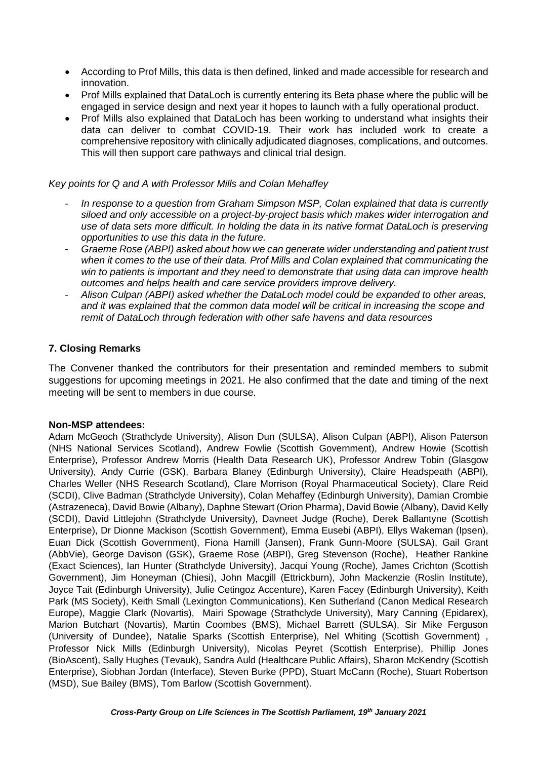- According to Prof Mills, this data is then defined, linked and made accessible for research and innovation.
- Prof Mills explained that DataLoch is currently entering its Beta phase where the public will be engaged in service design and next year it hopes to launch with a fully operational product.
- Prof Mills also explained that DataLoch has been working to understand what insights their data can deliver to combat COVID-19. Their work has included work to create a comprehensive repository with clinically adjudicated diagnoses, complications, and outcomes. This will then support care pathways and clinical trial design.

*Key points for Q and A with Professor Mills and Colan Mehaffey*

- *In response to a question from Graham Simpson MSP, Colan explained that data is currently siloed and only accessible on a project-by-project basis which makes wider interrogation and use of data sets more difficult. In holding the data in its native format DataLoch is preserving opportunities to use this data in the future.*
- *Graeme Rose (ABPI) asked about how we can generate wider understanding and patient trust when it comes to the use of their data. Prof Mills and Colan explained that communicating the win to patients is important and they need to demonstrate that using data can improve health outcomes and helps health and care service providers improve delivery.*
- *Alison Culpan (ABPI) asked whether the DataLoch model could be expanded to other areas, and it was explained that the common data model will be critical in increasing the scope and remit of DataLoch through federation with other safe havens and data resources*

**7. Closing Remarks**

The Convener thanked the contributors for their presentation and reminded members to submit suggestions for upcoming meetings in 2021. He also confirmed that the date and timing of the next meeting will be sent to members in due course.

**Non-MSP attendees:**

Adam McGeoch (Strathclyde University), Alison Dun (SULSA), Alison Culpan (ABPI), Alison Paterson (NHS National Services Scotland), Andrew Fowlie (Scottish Government), Andrew Howie (Scottish Enterprise), Professor Andrew Morris (Health Data Research UK), Professor Andrew Tobin (Glasgow University), Andy Currie (GSK), Barbara Blaney (Edinburgh University), Claire Headspeath (ABPI), Charles Weller (NHS Research Scotland), Clare Morrison (Royal Pharmaceutical Society), Clare Reid (SCDI), Clive Badman (Strathclyde University), Colan Mehaffey (Edinburgh University), Damian Crombie (Astrazeneca), David Bowie (Albany), Daphne Stewart (Orion Pharma), David Bowie (Albany), David Kelly (SCDI), David Littlejohn (Strathclyde University), Davneet Judge (Roche), Derek Ballantyne (Scottish Enterprise), Dr Dionne Mackison (Scottish Government), Emma Eusebi (ABPI), Ellys Wakeman (Ipsen), Euan Dick (Scottish Government), Fiona Hamill (Jansen), Frank Gunn-Moore (SULSA), Gail Grant (AbbVie), George Davison (GSK), Graeme Rose (ABPI), Greg Stevenson (Roche), Heather Rankine (Exact Sciences), Ian Hunter (Strathclyde University), Jacqui Young (Roche), James Crichton (Scottish Government), Jim Honeyman (Chiesi), John Macgill (Ettrickburn), John Mackenzie (Roslin Institute), Joyce Tait (Edinburgh University), Julie Cetingoz Accenture), Karen Facey (Edinburgh University), Keith Park (MS Society), Keith Small (Lexington Communications), Ken Sutherland (Canon Medical Research Europe), Maggie Clark (Novartis), Mairi Spowage (Strathclyde University), Mary Canning (Epidarex), Marion Butchart (Novartis), Martin Coombes (BMS), Michael Barrett (SULSA), Sir Mike Ferguson (University of Dundee), Natalie Sparks (Scottish Enterprise), Nel Whiting (Scottish Government) , Professor Nick Mills (Edinburgh University), Nicolas Peyret (Scottish Enterprise), Phillip Jones (BioAscent), Sally Hughes (Tevauk), Sandra Auld (Healthcare Public Affairs), Sharon McKendry (Scottish Enterprise), Siobhan Jordan (Interface), Steven Burke (PPD), Stuart McCann (Roche), Stuart Robertson (MSD), Sue Bailey (BMS), Tom Barlow (Scottish Government).